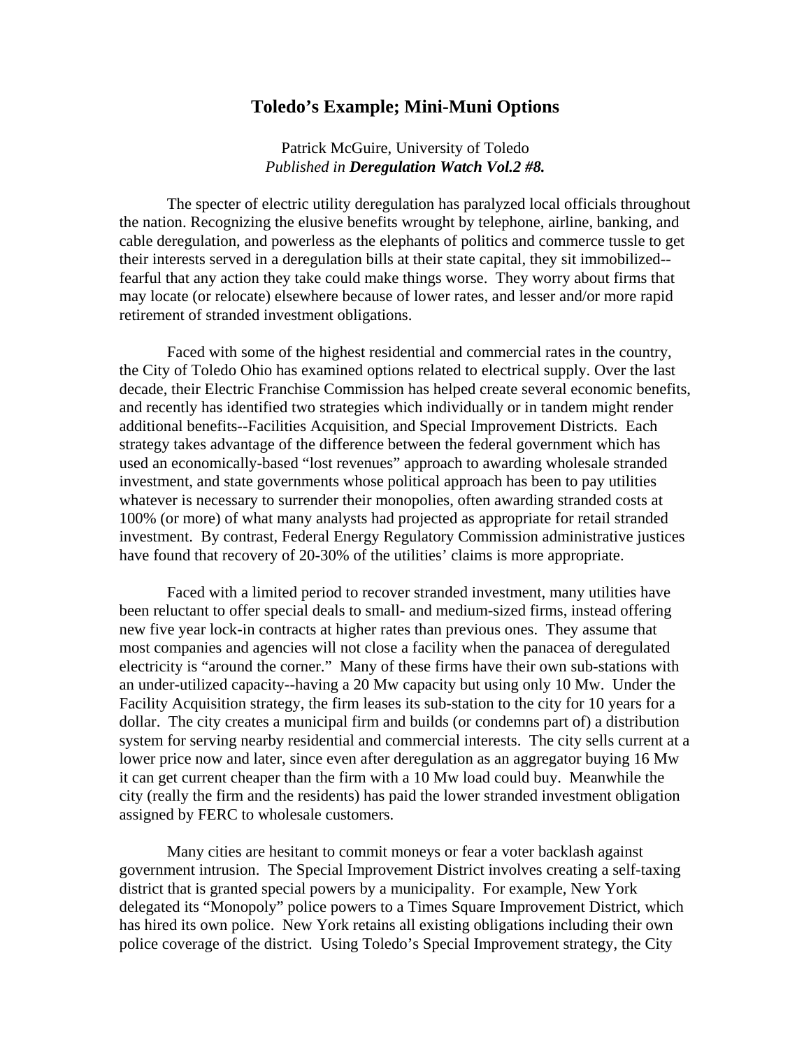# Toledo's Example; Mini-Muni Options

Patrick McGuire, University of Toledo
*Published in **Deregulation Watch Vol.2 #8.***

The specter of electric utility deregulation has paralyzed local officials throughout the nation. Recognizing the elusive benefits wrought by telephone, airline, banking, and cable deregulation, and powerless as the elephants of politics and commerce tussle to get their interests served in a deregulation bills at their state capital, they sit immobilized--fearful that any action they take could make things worse. They worry about firms that may locate (or relocate) elsewhere because of lower rates, and lesser and/or more rapid retirement of stranded investment obligations.

Faced with some of the highest residential and commercial rates in the country, the City of Toledo Ohio has examined options related to electrical supply. Over the last decade, their Electric Franchise Commission has helped create several economic benefits, and recently has identified two strategies which individually or in tandem might render additional benefits--Facilities Acquisition, and Special Improvement Districts. Each strategy takes advantage of the difference between the federal government which has used an economically-based "lost revenues" approach to awarding wholesale stranded investment, and state governments whose political approach has been to pay utilities whatever is necessary to surrender their monopolies, often awarding stranded costs at 100% (or more) of what many analysts had projected as appropriate for retail stranded investment. By contrast, Federal Energy Regulatory Commission administrative justices have found that recovery of 20-30% of the utilities' claims is more appropriate.

Faced with a limited period to recover stranded investment, many utilities have been reluctant to offer special deals to small- and medium-sized firms, instead offering new five year lock-in contracts at higher rates than previous ones. They assume that most companies and agencies will not close a facility when the panacea of deregulated electricity is "around the corner." Many of these firms have their own sub-stations with an under-utilized capacity--having a 20 Mw capacity but using only 10 Mw. Under the Facility Acquisition strategy, the firm leases its sub-station to the city for 10 years for a dollar. The city creates a municipal firm and builds (or condemns part of) a distribution system for serving nearby residential and commercial interests. The city sells current at a lower price now and later, since even after deregulation as an aggregator buying 16 Mw it can get current cheaper than the firm with a 10 Mw load could buy. Meanwhile the city (really the firm and the residents) has paid the lower stranded investment obligation assigned by FERC to wholesale customers.

Many cities are hesitant to commit moneys or fear a voter backlash against government intrusion. The Special Improvement District involves creating a self-taxing district that is granted special powers by a municipality. For example, New York delegated its "Monopoly" police powers to a Times Square Improvement District, which has hired its own police. New York retains all existing obligations including their own police coverage of the district. Using Toledo's Special Improvement strategy, the City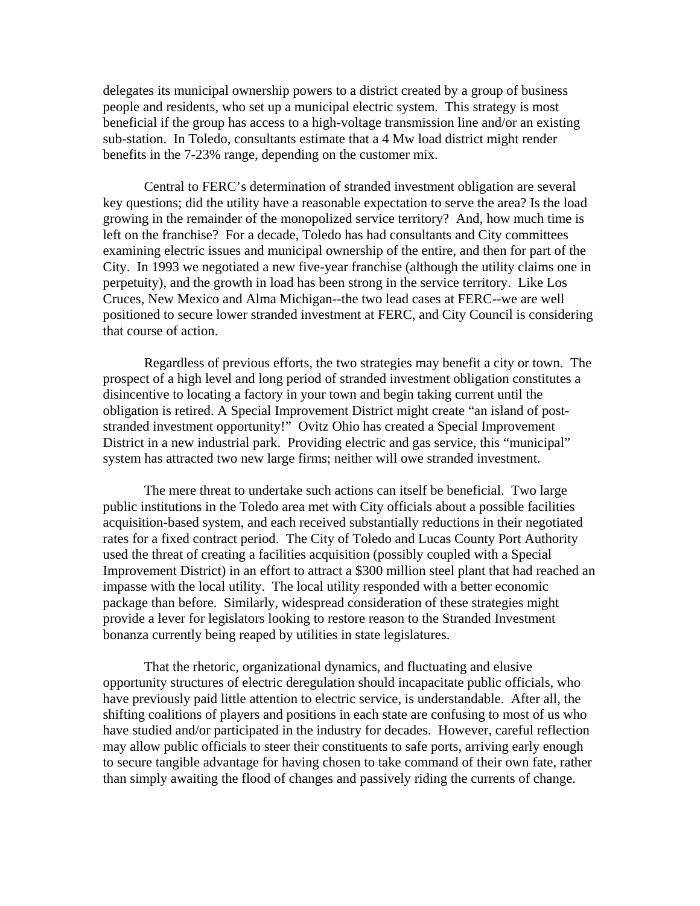delegates its municipal ownership powers to a district created by a group of business people and residents, who set up a municipal electric system. This strategy is most beneficial if the group has access to a high-voltage transmission line and/or an existing sub-station. In Toledo, consultants estimate that a 4 Mw load district might render benefits in the 7-23% range, depending on the customer mix.

Central to FERC's determination of stranded investment obligation are several key questions; did the utility have a reasonable expectation to serve the area? Is the load growing in the remainder of the monopolized service territory? And, how much time is left on the franchise? For a decade, Toledo has had consultants and City committees examining electric issues and municipal ownership of the entire, and then for part of the City. In 1993 we negotiated a new five-year franchise (although the utility claims one in perpetuity), and the growth in load has been strong in the service territory. Like Los Cruces, New Mexico and Alma Michigan--the two lead cases at FERC--we are well positioned to secure lower stranded investment at FERC, and City Council is considering that course of action.

Regardless of previous efforts, the two strategies may benefit a city or town. The prospect of a high level and long period of stranded investment obligation constitutes a disincentive to locating a factory in your town and begin taking current until the obligation is retired. A Special Improvement District might create "an island of post-stranded investment opportunity!" Ovitz Ohio has created a Special Improvement District in a new industrial park. Providing electric and gas service, this "municipal" system has attracted two new large firms; neither will owe stranded investment.

The mere threat to undertake such actions can itself be beneficial. Two large public institutions in the Toledo area met with City officials about a possible facilities acquisition-based system, and each received substantially reductions in their negotiated rates for a fixed contract period. The City of Toledo and Lucas County Port Authority used the threat of creating a facilities acquisition (possibly coupled with a Special Improvement District) in an effort to attract a $300 million steel plant that had reached an impasse with the local utility. The local utility responded with a better economic package than before. Similarly, widespread consideration of these strategies might provide a lever for legislators looking to restore reason to the Stranded Investment bonanza currently being reaped by utilities in state legislatures.

That the rhetoric, organizational dynamics, and fluctuating and elusive opportunity structures of electric deregulation should incapacitate public officials, who have previously paid little attention to electric service, is understandable. After all, the shifting coalitions of players and positions in each state are confusing to most of us who have studied and/or participated in the industry for decades. However, careful reflection may allow public officials to steer their constituents to safe ports, arriving early enough to secure tangible advantage for having chosen to take command of their own fate, rather than simply awaiting the flood of changes and passively riding the currents of change.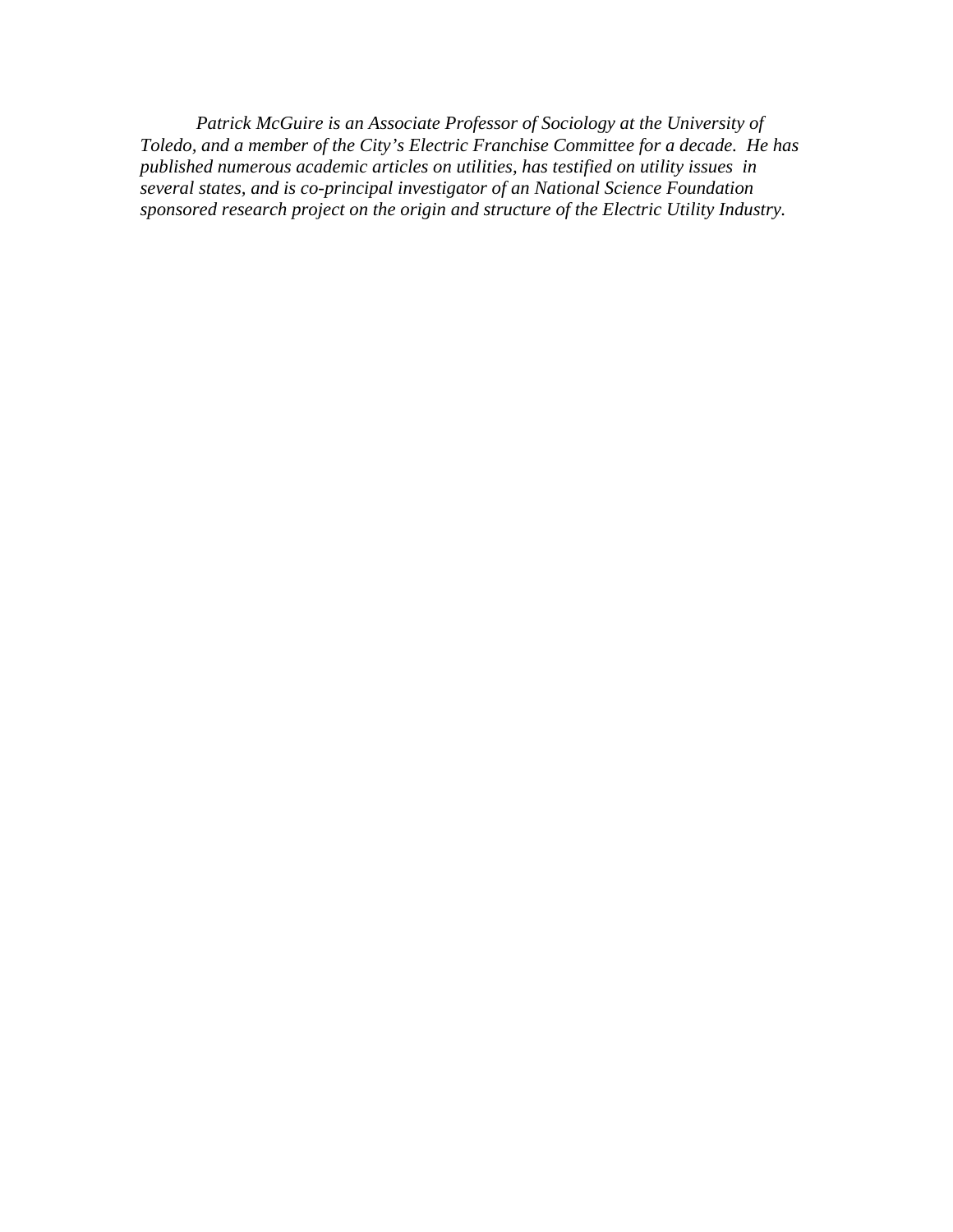*Patrick McGuire is an Associate Professor of Sociology at the University of Toledo, and a member of the City's Electric Franchise Committee for a decade. He has published numerous academic articles on utilities, has testified on utility issues in several states, and is co-principal investigator of an National Science Foundation sponsored research project on the origin and structure of the Electric Utility Industry.*